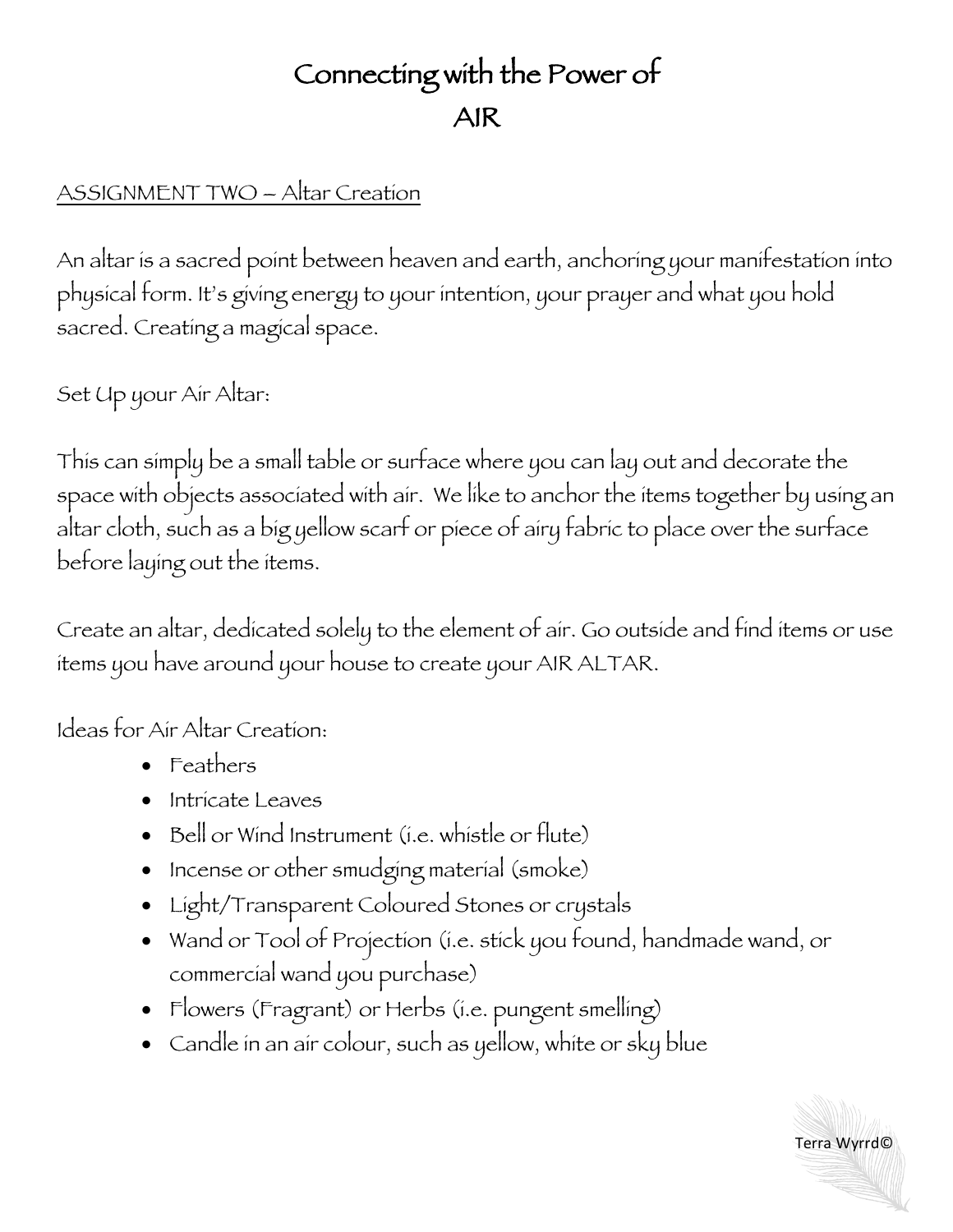# Connecting with the Power of AIR

## ASSIGNMENT TWO – Altar Creation

An altar is a sacred point between heaven and earth, anchoring your manifestation into physical form. It's giving energy to your intention, your prayer and what you hold sacred. Creating a magical space.

Set Up your Air Altar:

This can simply be a small table or surface where you can lay out and decorate the space with objects associated with air. We like to anchor the items together by using an altar cloth, such as a big yellow scarf or piece of airy fabric to place over the surface before laying out the items.

Create an altar, dedicated solely to the element of air. Go outside and find items or use items you have around your house to create your AIR ALTAR.

Ideas for Air Altar Creation:

- Feathers
- Intricate Leaves
- Bell or Wind Instrument (i.e. whistle or flute)
- Incense or other smudging material (smoke)
- Light/Transparent Coloured Stones or crystals
- Wand or Tool of Projection (i.e. stick you found, handmade wand, or commercial wand you purchase)
- Flowers (Fragrant) or Herbs (i.e. pungent smelling)
- Candle in an air colour, such as yellow, white or sky blue

Terra Wyrrd©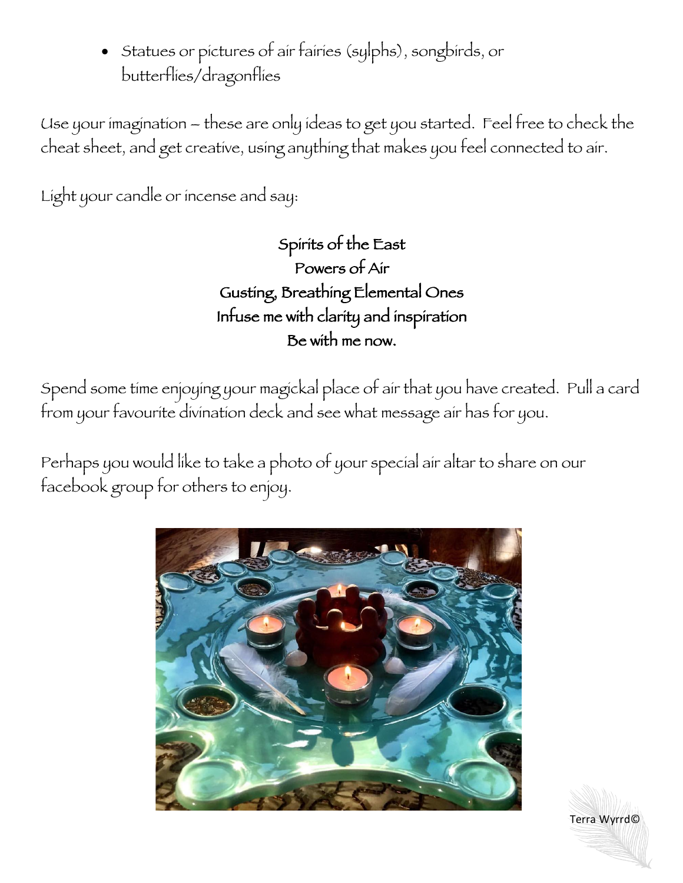- Statues or pictures of air fairies (sylphs), songbirds, or butterflies/dragonflies

Use your imagination – these are only ideas to get you started. Feel free to check the cheat sheet, and get creative, using anything that makes you feel connected to air.

Light your candle or incense and say:

**Spirits of the East**
**Powers of Air**
**Gusting, Breathing Elemental Ones**
**Infuse me with clarity and inspiration**
**Be with me now.**

Spend some time enjoying your magickal place of air that you have created. Pull a card from your favourite divination deck and see what message air has for you.

Perhaps you would like to take a photo of your special air altar to share on our facebook group for others to enjoy.

Terra Wyrrd©